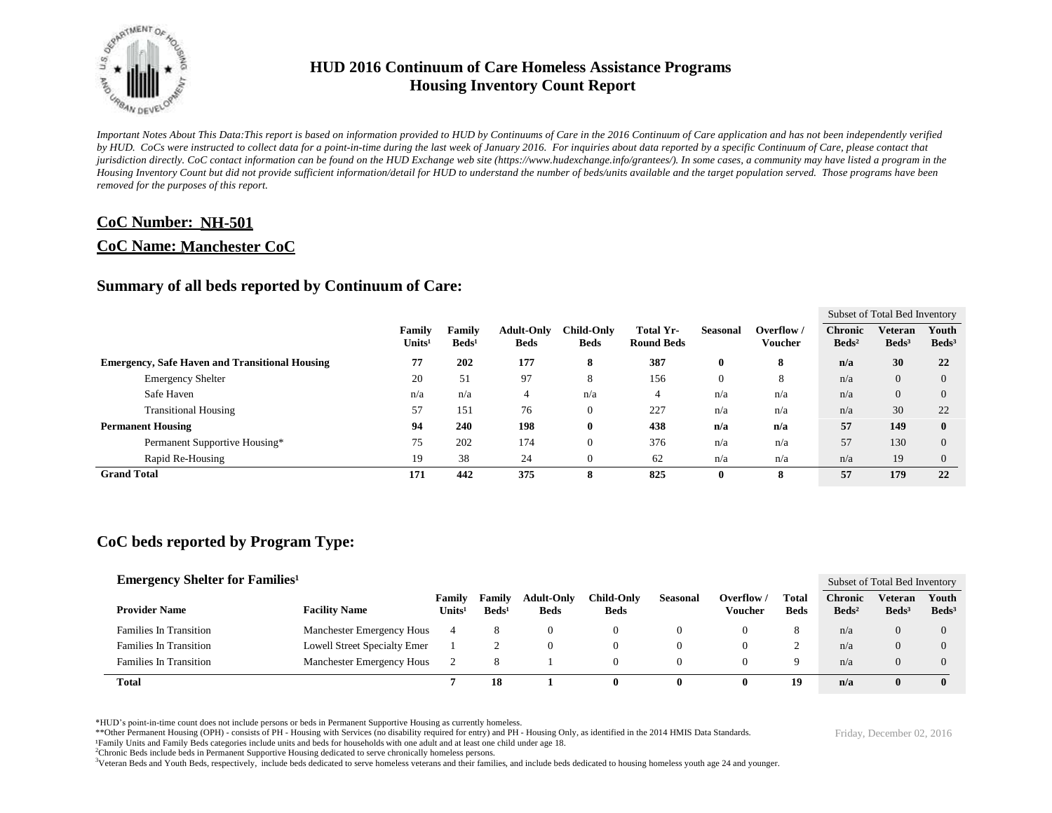# HUD 2016 Continuum of Care Homeless Assistance Programs
## Housing Inventory Count Report

*Important Notes About This Data:This report is based on information provided to HUD by Continuums of Care in the 2016 Continuum of Care application and has not been independently verified by HUD. CoCs were instructed to collect data for a point-in-time during the last week of January 2016. For inquiries about data reported by a specific Continuum of Care, please contact that jurisdiction directly. CoC contact information can be found on the HUD Exchange web site (https://www.hudexchange.info/grantees/). In some cases, a community may have listed a program in the Housing Inventory Count but did not provide sufficient information/detail for HUD to understand the number of beds/units available and the target population served. Those programs have been removed for the purposes of this report.*

### CoC Number: NH-501

### CoC Name: Manchester CoC

## Summary of all beds reported by Continuum of Care:

| | Family Units[1] | Family Beds[1] | Adult-Only Beds | Child-Only Beds | Total Yr-Round Beds | Seasonal | Overflow / Voucher | Subset of Total Bed Inventory: Chronic Beds[2] | Veteran Beds[3] | Youth Beds[3] |
|---|---|---|---|---|---|---|---|---|---|---|
| **Emergency, Safe Haven and Transitional Housing** | **77** | **202** | **177** | **8** | **387** | **0** | **8** | **n/a** | **30** | **22** |
| Emergency Shelter | 20 | 51 | 97 | 8 | 156 | 0 | 8 | n/a | 0 | 0 |
| Safe Haven | n/a | n/a | 4 | n/a | 4 | n/a | n/a | n/a | 0 | 0 |
| Transitional Housing | 57 | 151 | 76 | 0 | 227 | n/a | n/a | n/a | 30 | 22 |
| **Permanent Housing** | **94** | **240** | **198** | **0** | **438** | **n/a** | **n/a** | **57** | **149** | **0** |
| Permanent Supportive Housing* | 75 | 202 | 174 | 0 | 376 | n/a | n/a | 57 | 130 | 0 |
| Rapid Re-Housing | 19 | 38 | 24 | 0 | 62 | n/a | n/a | n/a | 19 | 0 |
| **Grand Total** | **171** | **442** | **375** | **8** | **825** | **0** | **8** | **57** | **179** | **22** |

## CoC beds reported by Program Type:

### Emergency Shelter for Families[1]

| Provider Name | Facility Name | Family Units[1] | Family Beds[1] | Adult-Only Beds | Child-Only Beds | Seasonal | Overflow / Voucher | Total Beds | Subset of Total Bed Inventory: Chronic Beds[2] | Veteran Beds[3] | Youth Beds[3] |
|---|---|---|---|---|---|---|---|---|---|---|---|
| Families In Transition | Manchester Emergency Hous | 4 | 8 | 0 | 0 | 0 | 0 | 8 | n/a | 0 | 0 |
| Families In Transition | Lowell Street Specialty Emer | 1 | 2 | 0 | 0 | 0 | 0 | 2 | n/a | 0 | 0 |
| Families In Transition | Manchester Emergency Hous | 2 | 8 | 1 | 0 | 0 | 0 | 9 | n/a | 0 | 0 |
| **Total** | | **7** | **18** | **1** | **0** | **0** | **0** | **19** | **n/a** | **0** | **0** |

*HUD's point-in-time count does not include persons or beds in Permanent Supportive Housing as currently homeless.

**Other Permanent Housing (OPH) - consists of PH - Housing with Services (no disability required for entry) and PH - Housing Only, as identified in the 2014 HMIS Data Standards.

[1]Family Units and Family Beds categories include units and beds for households with one adult and at least one child under age 18.

[2]Chronic Beds include beds in Permanent Supportive Housing dedicated to serve chronically homeless persons.

[3]Veteran Beds and Youth Beds, respectively, include beds dedicated to serve homeless veterans and their families, and include beds dedicated to housing homeless youth age 24 and younger.

Friday, December 02, 2016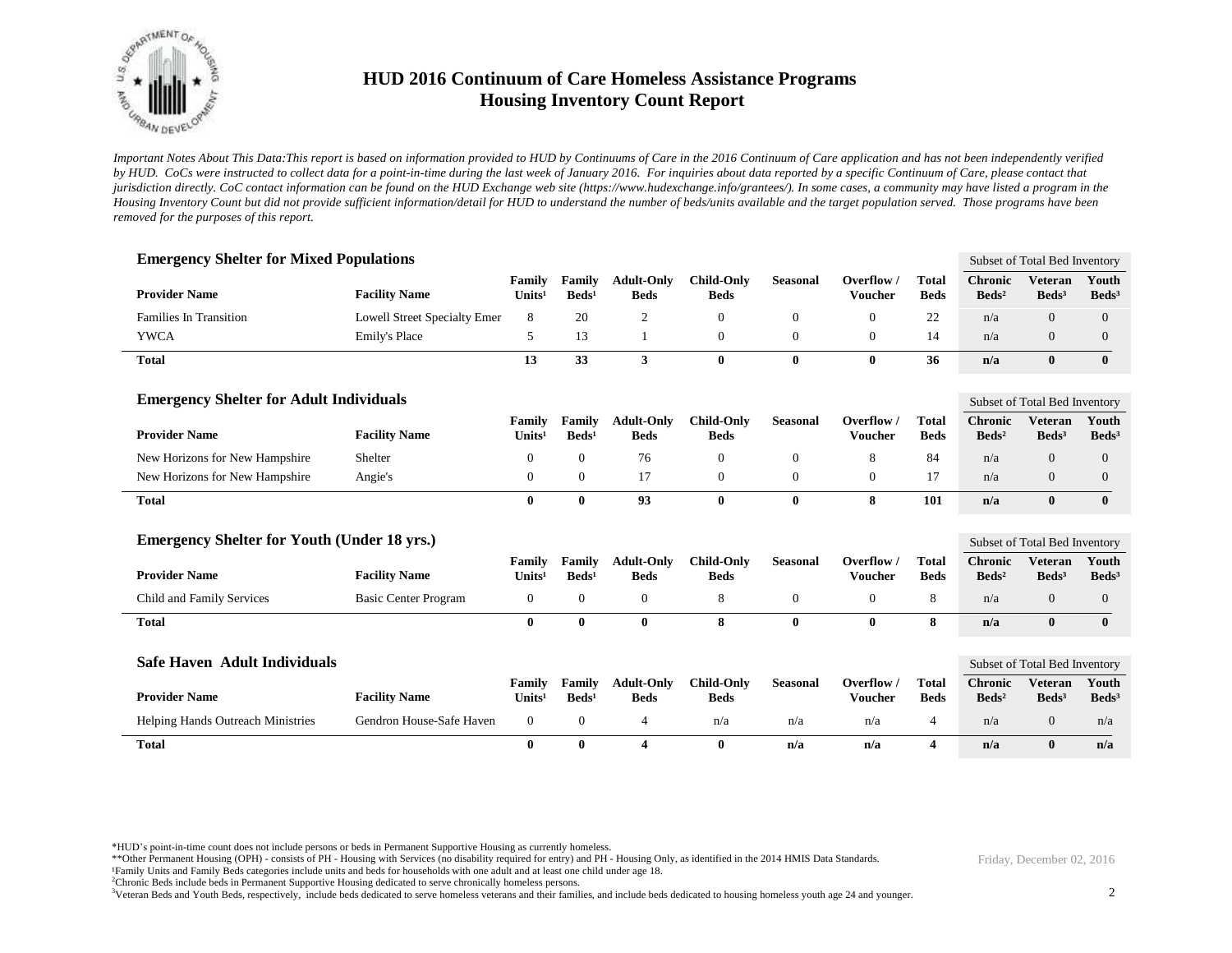# HUD 2016 Continuum of Care Homeless Assistance Programs
## Housing Inventory Count Report

*Important Notes About This Data:This report is based on information provided to HUD by Continuums of Care in the 2016 Continuum of Care application and has not been independently verified by HUD. CoCs were instructed to collect data for a point-in-time during the last week of January 2016. For inquiries about data reported by a specific Continuum of Care, please contact that jurisdiction directly. CoC contact information can be found on the HUD Exchange web site (https://www.hudexchange.info/grantees/). In some cases, a community may have listed a program in the Housing Inventory Count but did not provide sufficient information/detail for HUD to understand the number of beds/units available and the target population served. Those programs have been removed for the purposes of this report.*

### Emergency Shelter for Mixed Populations

| | | | | | | | | | Subset of Total Bed Inventory | | |
|---|---|---|---|---|---|---|---|---|---|---|---|
| **Provider Name** | **Facility Name** | **Family Units[1]** | **Family Beds[1]** | **Adult-Only Beds** | **Child-Only Beds** | **Seasonal** | **Overflow / Voucher** | **Total Beds** | **Chronic Beds[2]** | **Veteran Beds[3]** | **Youth Beds[3]** |
| Families In Transition | Lowell Street Specialty Emer | 8 | 20 | 2 | 0 | 0 | 0 | 22 | n/a | 0 | 0 |
| YWCA | Emily's Place | 5 | 13 | 1 | 0 | 0 | 0 | 14 | n/a | 0 | 0 |
| **Total** | | **13** | **33** | **3** | **0** | **0** | **0** | **36** | **n/a** | **0** | **0** |

### Emergency Shelter for Adult Individuals

| | | | | | | | | | Subset of Total Bed Inventory | | |
|---|---|---|---|---|---|---|---|---|---|---|---|
| **Provider Name** | **Facility Name** | **Family Units[1]** | **Family Beds[1]** | **Adult-Only Beds** | **Child-Only Beds** | **Seasonal** | **Overflow / Voucher** | **Total Beds** | **Chronic Beds[2]** | **Veteran Beds[3]** | **Youth Beds[3]** |
| New Horizons for New Hampshire | Shelter | 0 | 0 | 76 | 0 | 0 | 8 | 84 | n/a | 0 | 0 |
| New Horizons for New Hampshire | Angie's | 0 | 0 | 17 | 0 | 0 | 0 | 17 | n/a | 0 | 0 |
| **Total** | | **0** | **0** | **93** | **0** | **0** | **8** | **101** | **n/a** | **0** | **0** |

### Emergency Shelter for Youth (Under 18 yrs.)

| | | | | | | | | | Subset of Total Bed Inventory | | |
|---|---|---|---|---|---|---|---|---|---|---|---|
| **Provider Name** | **Facility Name** | **Family Units[1]** | **Family Beds[1]** | **Adult-Only Beds** | **Child-Only Beds** | **Seasonal** | **Overflow / Voucher** | **Total Beds** | **Chronic Beds[2]** | **Veteran Beds[3]** | **Youth Beds[3]** |
| Child and Family Services | Basic Center Program | 0 | 0 | 0 | 8 | 0 | 0 | 8 | n/a | 0 | 0 |
| **Total** | | **0** | **0** | **0** | **8** | **0** | **0** | **8** | **n/a** | **0** | **0** |

### Safe Haven Adult Individuals

| | | | | | | | | | Subset of Total Bed Inventory | | |
|---|---|---|---|---|---|---|---|---|---|---|---|
| **Provider Name** | **Facility Name** | **Family Units[1]** | **Family Beds[1]** | **Adult-Only Beds** | **Child-Only Beds** | **Seasonal** | **Overflow / Voucher** | **Total Beds** | **Chronic Beds[2]** | **Veteran Beds[3]** | **Youth Beds[3]** |
| Helping Hands Outreach Ministries | Gendron House-Safe Haven | 0 | 0 | 4 | n/a | n/a | n/a | 4 | n/a | 0 | n/a |
| **Total** | | **0** | **0** | **4** | **0** | **n/a** | **n/a** | **4** | **n/a** | **0** | **n/a** |

*HUD's point-in-time count does not include persons or beds in Permanent Supportive Housing as currently homeless.
**Other Permanent Housing (OPH) - consists of PH - Housing with Services (no disability required for entry) and PH - Housing Only, as identified in the 2014 HMIS Data Standards.
[1]Family Units and Family Beds categories include units and beds for households with one adult and at least one child under age 18.
[2]Chronic Beds include beds in Permanent Supportive Housing dedicated to serve chronically homeless persons.
[3]Veteran Beds and Youth Beds, respectively, include beds dedicated to serve homeless veterans and their families, and include beds dedicated to housing homeless youth age 24 and younger.

Friday, December 02, 2016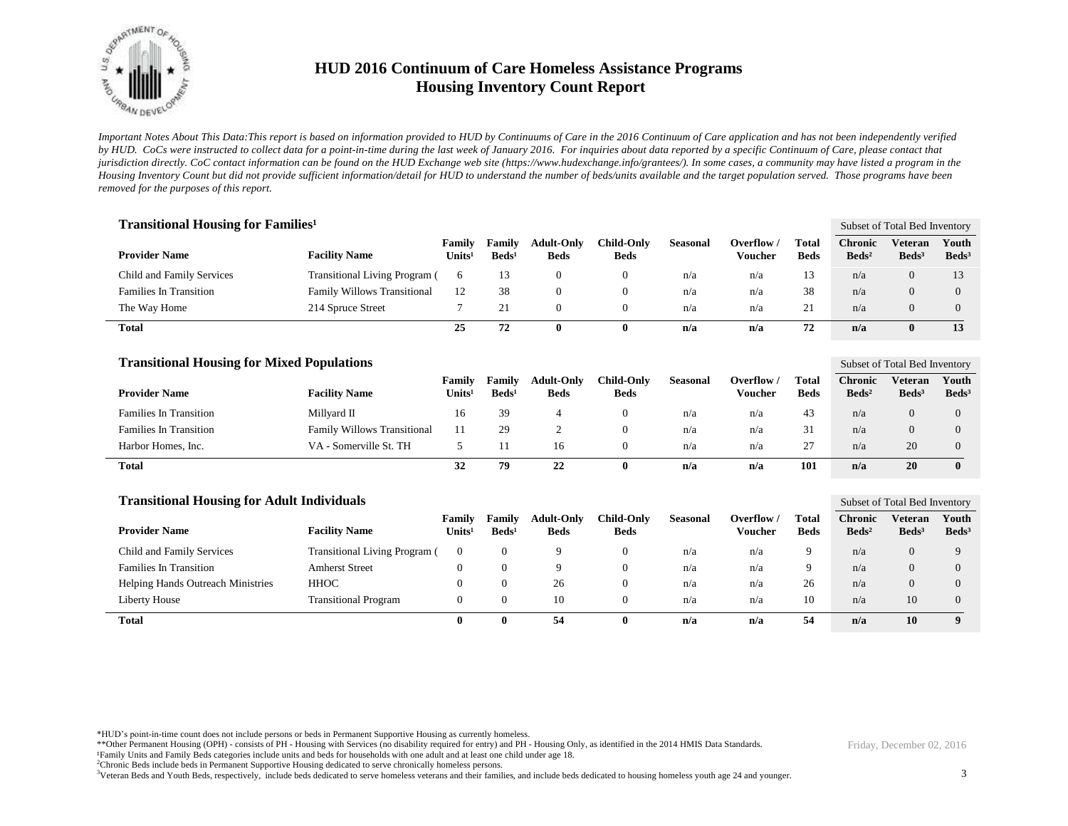# HUD 2016 Continuum of Care Homeless Assistance Programs
## Housing Inventory Count Report

*Important Notes About This Data:This report is based on information provided to HUD by Continuums of Care in the 2016 Continuum of Care application and has not been independently verified by HUD. CoCs were instructed to collect data for a point-in-time during the last week of January 2016. For inquiries about data reported by a specific Continuum of Care, please contact that jurisdiction directly. CoC contact information can be found on the HUD Exchange web site (https://www.hudexchange.info/grantees/). In some cases, a community may have listed a program in the Housing Inventory Count but did not provide sufficient information/detail for HUD to understand the number of beds/units available and the target population served. Those programs have been removed for the purposes of this report.*

### Transitional Housing for Families[1]

| Provider Name | Facility Name | Family Units[1] | Family Beds[1] | Adult-Only Beds | Child-Only Beds | Seasonal | Overflow / Voucher | Total Beds | Subset of Total Bed Inventory: Chronic Beds[2] | Veteran Beds[3] | Youth Beds[3] |
|---|---|---|---|---|---|---|---|---|---|---|---|
| Child and Family Services | Transitional Living Program ( | 6 | 13 | 0 | 0 | n/a | n/a | 13 | n/a | 0 | 13 |
| Families In Transition | Family Willows Transitional | 12 | 38 | 0 | 0 | n/a | n/a | 38 | n/a | 0 | 0 |
| The Way Home | 214 Spruce Street | 7 | 21 | 0 | 0 | n/a | n/a | 21 | n/a | 0 | 0 |
| **Total** | | **25** | **72** | **0** | **0** | **n/a** | **n/a** | **72** | **n/a** | **0** | **13** |

### Transitional Housing for Mixed Populations

| Provider Name | Facility Name | Family Units[1] | Family Beds[1] | Adult-Only Beds | Child-Only Beds | Seasonal | Overflow / Voucher | Total Beds | Subset of Total Bed Inventory: Chronic Beds[2] | Veteran Beds[3] | Youth Beds[3] |
|---|---|---|---|---|---|---|---|---|---|---|---|
| Families In Transition | Millyard II | 16 | 39 | 4 | 0 | n/a | n/a | 43 | n/a | 0 | 0 |
| Families In Transition | Family Willows Transitional | 11 | 29 | 2 | 0 | n/a | n/a | 31 | n/a | 0 | 0 |
| Harbor Homes, Inc. | VA - Somerville St. TH | 5 | 11 | 16 | 0 | n/a | n/a | 27 | n/a | 20 | 0 |
| **Total** | | **32** | **79** | **22** | **0** | **n/a** | **n/a** | **101** | **n/a** | **20** | **0** |

### Transitional Housing for Adult Individuals

| Provider Name | Facility Name | Family Units[1] | Family Beds[1] | Adult-Only Beds | Child-Only Beds | Seasonal | Overflow / Voucher | Total Beds | Subset of Total Bed Inventory: Chronic Beds[2] | Veteran Beds[3] | Youth Beds[3] |
|---|---|---|---|---|---|---|---|---|---|---|---|
| Child and Family Services | Transitional Living Program ( | 0 | 0 | 9 | 0 | n/a | n/a | 9 | n/a | 0 | 9 |
| Families In Transition | Amherst Street | 0 | 0 | 9 | 0 | n/a | n/a | 9 | n/a | 0 | 0 |
| Helping Hands Outreach Ministries | HHOC | 0 | 0 | 26 | 0 | n/a | n/a | 26 | n/a | 0 | 0 |
| Liberty House | Transitional Program | 0 | 0 | 10 | 0 | n/a | n/a | 10 | n/a | 10 | 0 |
| **Total** | | **0** | **0** | **54** | **0** | **n/a** | **n/a** | **54** | **n/a** | **10** | **9** |

*HUD's point-in-time count does not include persons or beds in Permanent Supportive Housing as currently homeless.

**Other Permanent Housing (OPH) - consists of PH - Housing with Services (no disability required for entry) and PH - Housing Only, as identified in the 2014 HMIS Data Standards.

[1]Family Units and Family Beds categories include units and beds for households with one adult and at least one child under age 18.

[2]Chronic Beds include beds in Permanent Supportive Housing dedicated to serve chronically homeless persons.

[3]Veteran Beds and Youth Beds, respectively, include beds dedicated to serve homeless veterans and their families, and include beds dedicated to housing homeless youth age 24 and younger.

Friday, December 02, 2016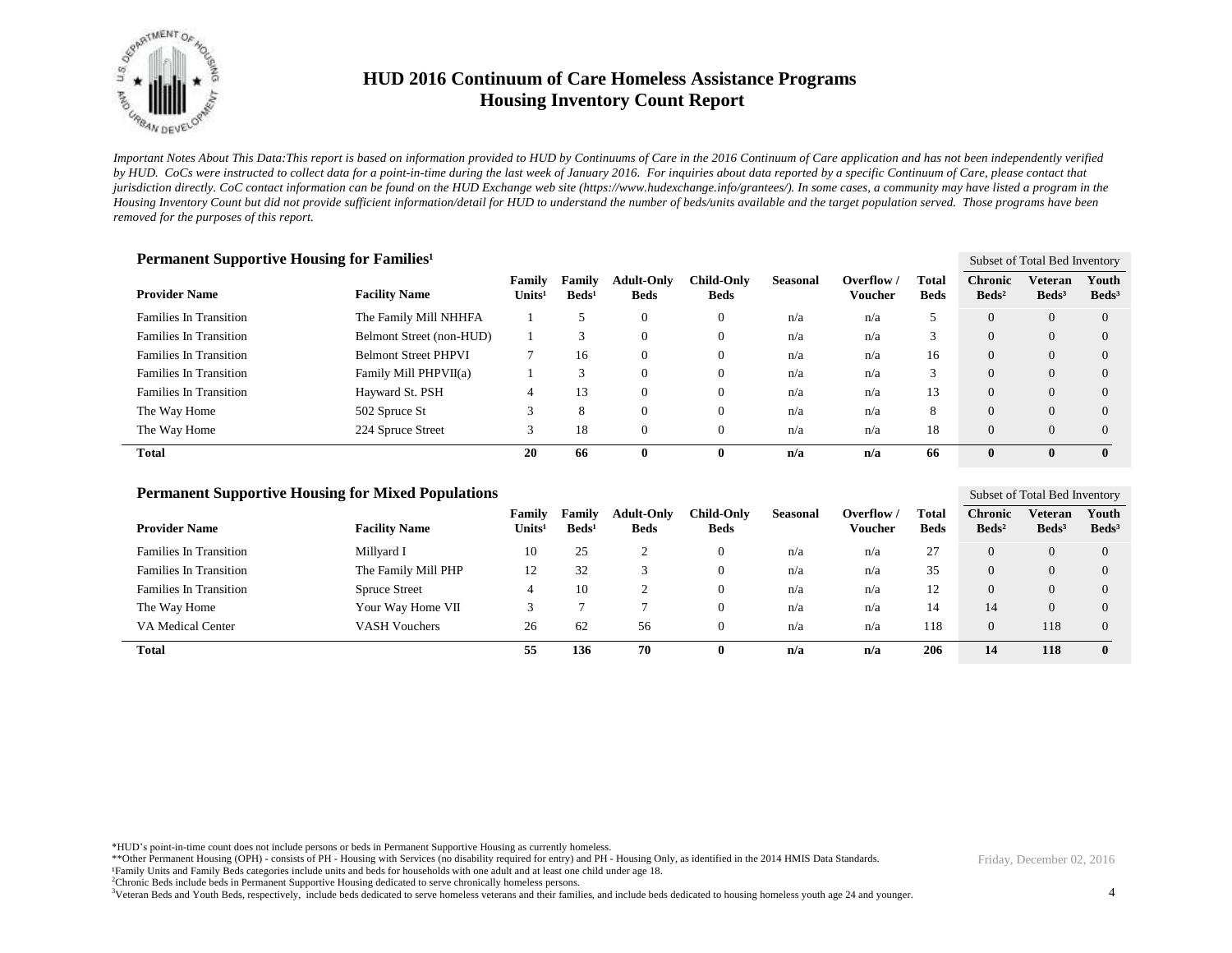# HUD 2016 Continuum of Care Homeless Assistance Programs
## Housing Inventory Count Report

*Important Notes About This Data:This report is based on information provided to HUD by Continuums of Care in the 2016 Continuum of Care application and has not been independently verified by HUD. CoCs were instructed to collect data for a point-in-time during the last week of January 2016. For inquiries about data reported by a specific Continuum of Care, please contact that jurisdiction directly. CoC contact information can be found on the HUD Exchange web site (https://www.hudexchange.info/grantees/). In some cases, a community may have listed a program in the Housing Inventory Count but did not provide sufficient information/detail for HUD to understand the number of beds/units available and the target population served. Those programs have been removed for the purposes of this report.*

### Permanent Supportive Housing for Families[1]

| Provider Name | Facility Name | Family Units[1] | Family Beds[1] | Adult-Only Beds | Child-Only Beds | Seasonal | Overflow / Voucher | Total Beds | Subset of Total Bed Inventory: Chronic Beds[2] | Veteran Beds[3] | Youth Beds[3] |
|---|---|---|---|---|---|---|---|---|---|---|---|
| Families In Transition | The Family Mill NHHFA | 1 | 5 | 0 | 0 | n/a | n/a | 5 | 0 | 0 | 0 |
| Families In Transition | Belmont Street (non-HUD) | 1 | 3 | 0 | 0 | n/a | n/a | 3 | 0 | 0 | 0 |
| Families In Transition | Belmont Street PHPVI | 7 | 16 | 0 | 0 | n/a | n/a | 16 | 0 | 0 | 0 |
| Families In Transition | Family Mill PHPVII(a) | 1 | 3 | 0 | 0 | n/a | n/a | 3 | 0 | 0 | 0 |
| Families In Transition | Hayward St. PSH | 4 | 13 | 0 | 0 | n/a | n/a | 13 | 0 | 0 | 0 |
| The Way Home | 502 Spruce St | 3 | 8 | 0 | 0 | n/a | n/a | 8 | 0 | 0 | 0 |
| The Way Home | 224 Spruce Street | 3 | 18 | 0 | 0 | n/a | n/a | 18 | 0 | 0 | 0 |
| **Total** | | **20** | **66** | **0** | **0** | **n/a** | **n/a** | **66** | **0** | **0** | **0** |

### Permanent Supportive Housing for Mixed Populations

| Provider Name | Facility Name | Family Units[1] | Family Beds[1] | Adult-Only Beds | Child-Only Beds | Seasonal | Overflow / Voucher | Total Beds | Subset of Total Bed Inventory: Chronic Beds[2] | Veteran Beds[3] | Youth Beds[3] |
|---|---|---|---|---|---|---|---|---|---|---|---|
| Families In Transition | Millyard I | 10 | 25 | 2 | 0 | n/a | n/a | 27 | 0 | 0 | 0 |
| Families In Transition | The Family Mill PHP | 12 | 32 | 3 | 0 | n/a | n/a | 35 | 0 | 0 | 0 |
| Families In Transition | Spruce Street | 4 | 10 | 2 | 0 | n/a | n/a | 12 | 0 | 0 | 0 |
| The Way Home | Your Way Home VII | 3 | 7 | 7 | 0 | n/a | n/a | 14 | 14 | 0 | 0 |
| VA Medical Center | VASH Vouchers | 26 | 62 | 56 | 0 | n/a | n/a | 118 | 0 | 118 | 0 |
| **Total** | | **55** | **136** | **70** | **0** | **n/a** | **n/a** | **206** | **14** | **118** | **0** |

*HUD's point-in-time count does not include persons or beds in Permanent Supportive Housing as currently homeless.
**Other Permanent Housing (OPH) - consists of PH - Housing with Services (no disability required for entry) and PH - Housing Only, as identified in the 2014 HMIS Data Standards.
[1]Family Units and Family Beds categories include units and beds for households with one adult and at least one child under age 18.
[2]Chronic Beds include beds in Permanent Supportive Housing dedicated to serve chronically homeless persons.
[3]Veteran Beds and Youth Beds, respectively, include beds dedicated to serve homeless veterans and their families, and include beds dedicated to housing homeless youth age 24 and younger.

Friday, December 02, 2016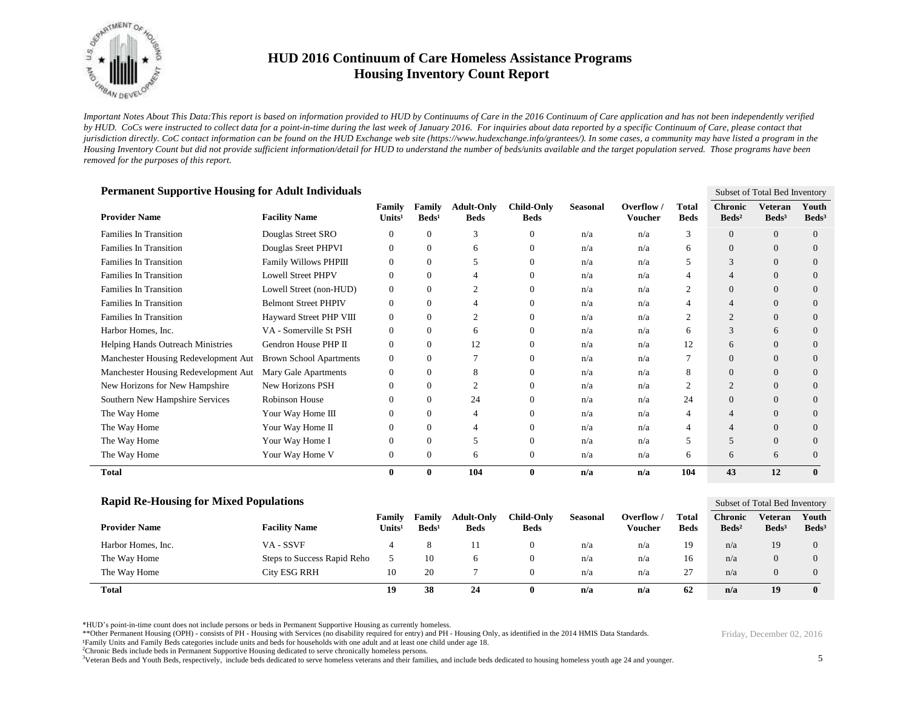# HUD 2016 Continuum of Care Homeless Assistance Programs
## Housing Inventory Count Report

*Important Notes About This Data:This report is based on information provided to HUD by Continuums of Care in the 2016 Continuum of Care application and has not been independently verified by HUD. CoCs were instructed to collect data for a point-in-time during the last week of January 2016. For inquiries about data reported by a specific Continuum of Care, please contact that jurisdiction directly. CoC contact information can be found on the HUD Exchange web site (https://www.hudexchange.info/grantees/). In some cases, a community may have listed a program in the Housing Inventory Count but did not provide sufficient information/detail for HUD to understand the number of beds/units available and the target population served. Those programs have been removed for the purposes of this report.*

### Permanent Supportive Housing for Adult Individuals

| | | | | | | | | | Subset of Total Bed Inventory | | |
|---|---|---|---|---|---|---|---|---|---|---|---|
| **Provider Name** | **Facility Name** | **Family Units[1]** | **Family Beds[1]** | **Adult-Only Beds** | **Child-Only Beds** | **Seasonal** | **Overflow / Voucher** | **Total Beds** | **Chronic Beds[2]** | **Veteran Beds[3]** | **Youth Beds[3]** |
| Families In Transition | Douglas Street SRO | 0 | 0 | 3 | 0 | n/a | n/a | 3 | 0 | 0 | 0 |
| Families In Transition | Douglas Sreet PHPVI | 0 | 0 | 6 | 0 | n/a | n/a | 6 | 0 | 0 | 0 |
| Families In Transition | Family Willows PHPIII | 0 | 0 | 5 | 0 | n/a | n/a | 5 | 3 | 0 | 0 |
| Families In Transition | Lowell Street PHPV | 0 | 0 | 4 | 0 | n/a | n/a | 4 | 4 | 0 | 0 |
| Families In Transition | Lowell Street (non-HUD) | 0 | 0 | 2 | 0 | n/a | n/a | 2 | 0 | 0 | 0 |
| Families In Transition | Belmont Street PHPIV | 0 | 0 | 4 | 0 | n/a | n/a | 4 | 4 | 0 | 0 |
| Families In Transition | Hayward Street PHP VIII | 0 | 0 | 2 | 0 | n/a | n/a | 2 | 2 | 0 | 0 |
| Harbor Homes, Inc. | VA - Somerville St PSH | 0 | 0 | 6 | 0 | n/a | n/a | 6 | 3 | 6 | 0 |
| Helping Hands Outreach Ministries | Gendron House PHP II | 0 | 0 | 12 | 0 | n/a | n/a | 12 | 6 | 0 | 0 |
| Manchester Housing Redevelopment Aut | Brown School Apartments | 0 | 0 | 7 | 0 | n/a | n/a | 7 | 0 | 0 | 0 |
| Manchester Housing Redevelopment Aut | Mary Gale Apartments | 0 | 0 | 8 | 0 | n/a | n/a | 8 | 0 | 0 | 0 |
| New Horizons for New Hampshire | New Horizons PSH | 0 | 0 | 2 | 0 | n/a | n/a | 2 | 2 | 0 | 0 |
| Southern New Hampshire Services | Robinson House | 0 | 0 | 24 | 0 | n/a | n/a | 24 | 0 | 0 | 0 |
| The Way Home | Your Way Home III | 0 | 0 | 4 | 0 | n/a | n/a | 4 | 4 | 0 | 0 |
| The Way Home | Your Way Home II | 0 | 0 | 4 | 0 | n/a | n/a | 4 | 4 | 0 | 0 |
| The Way Home | Your Way Home I | 0 | 0 | 5 | 0 | n/a | n/a | 5 | 5 | 0 | 0 |
| The Way Home | Your Way Home V | 0 | 0 | 6 | 0 | n/a | n/a | 6 | 6 | 6 | 0 |
| **Total** | | **0** | **0** | **104** | **0** | **n/a** | **n/a** | **104** | **43** | **12** | **0** |

### Rapid Re-Housing for Mixed Populations

| | | | | | | | | | Subset of Total Bed Inventory | | |
|---|---|---|---|---|---|---|---|---|---|---|---|
| **Provider Name** | **Facility Name** | **Family Units[1]** | **Family Beds[1]** | **Adult-Only Beds** | **Child-Only Beds** | **Seasonal** | **Overflow / Voucher** | **Total Beds** | **Chronic Beds[2]** | **Veteran Beds[3]** | **Youth Beds[3]** |
| Harbor Homes, Inc. | VA - SSVF | 4 | 8 | 11 | 0 | n/a | n/a | 19 | n/a | 19 | 0 |
| The Way Home | Steps to Success Rapid Reho | 5 | 10 | 6 | 0 | n/a | n/a | 16 | n/a | 0 | 0 |
| The Way Home | City ESG RRH | 10 | 20 | 7 | 0 | n/a | n/a | 27 | n/a | 0 | 0 |
| **Total** | | **19** | **38** | **24** | **0** | **n/a** | **n/a** | **62** | **n/a** | **19** | **0** |

*HUD's point-in-time count does not include persons or beds in Permanent Supportive Housing as currently homeless.

**Other Permanent Housing (OPH) - consists of PH - Housing with Services (no disability required for entry) and PH - Housing Only, as identified in the 2014 HMIS Data Standards.

[1]Family Units and Family Beds categories include units and beds for households with one adult and at least one child under age 18.

[2]Chronic Beds include beds in Permanent Supportive Housing dedicated to serve chronically homeless persons.

[3]Veteran Beds and Youth Beds, respectively, include beds dedicated to serve homeless veterans and their families, and include beds dedicated to housing homeless youth age 24 and younger.

Friday, December 02, 2016